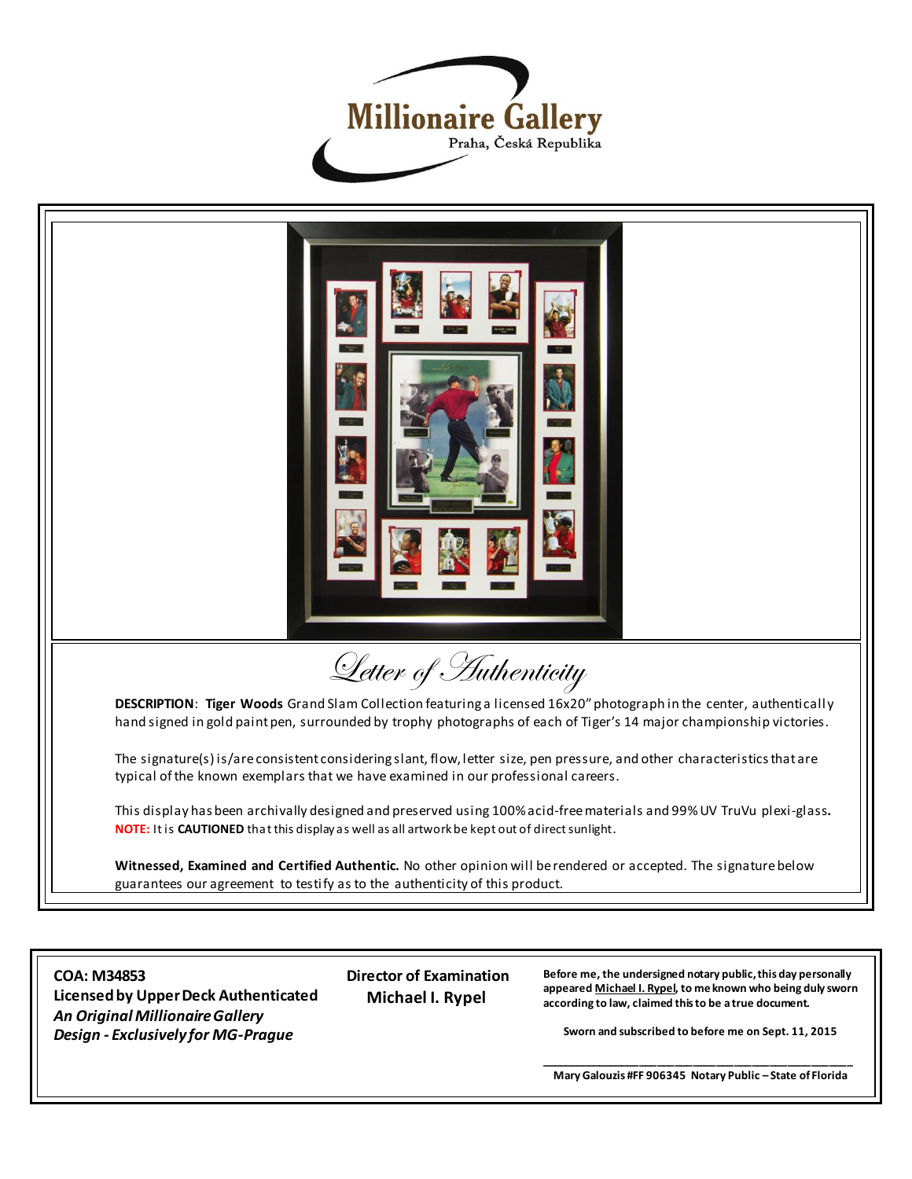**Millionaire Gallery**
Praha, Česká Republika

# Letter of Authenticity

**DESCRIPTION**: **Tiger Woods** Grand Slam Collection featuring a licensed 16x20" photograph in the center, authentically hand signed in gold paint pen, surrounded by trophy photographs of each of Tiger's 14 major championship victories.

The signature(s) is/are consistent considering slant, flow, letter size, pen pressure, and other characteristics that are typical of the known exemplars that we have examined in our professional careers.

This display has been archivally designed and preserved using 100% acid-free materials and 99% UV TruVu plexi-glass. **NOTE:** It is **CAUTIONED** that this display as well as all artwork be kept out of direct sunlight.

**Witnessed, Examined and Certified Authentic.** No other opinion will be rendered or accepted. The signature below guarantees our agreement to testify as to the authenticity of this product.

**COA: M34853**
**Licensed by Upper Deck Authenticated**
***An Original Millionaire Gallery Design - Exclusively for MG-Prague***

**Director of Examination**
**Michael I. Rypel**

**Before me, the undersigned notary public, this day personally appeared Michael I. Rypel, to me known who being duly sworn according to law, claimed this to be a true document.**

**Sworn and subscribed to before me on Sept. 11, 2015**

______________________________

**Mary Galouzis #FF 906345 Notary Public – State of Florida**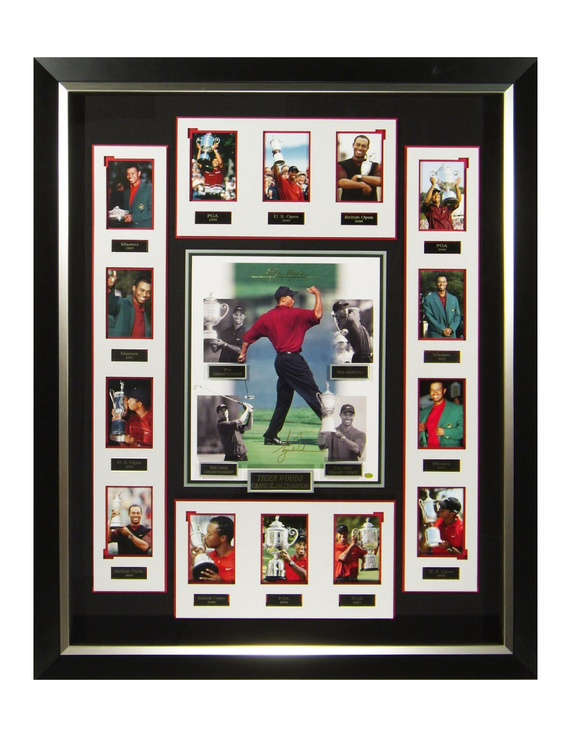PGA
1999

U. S. Open
2000

British Open
2000

Masters
1997

PGA
2000

Masters
2001

Masters
2002

U. S. Open
2002

Masters
2005

British Open
2005

U. S. Open
2008

PGA CHAMPIONSHIP

THE MASTERS

THE OPEN CHAMPIONSHIP

U.S. OPEN CHAMPIONSHIP

TIGER WOODS
GRAND SLAM CHAMPION

British Open
2006

PGA
2006

PGA
2007